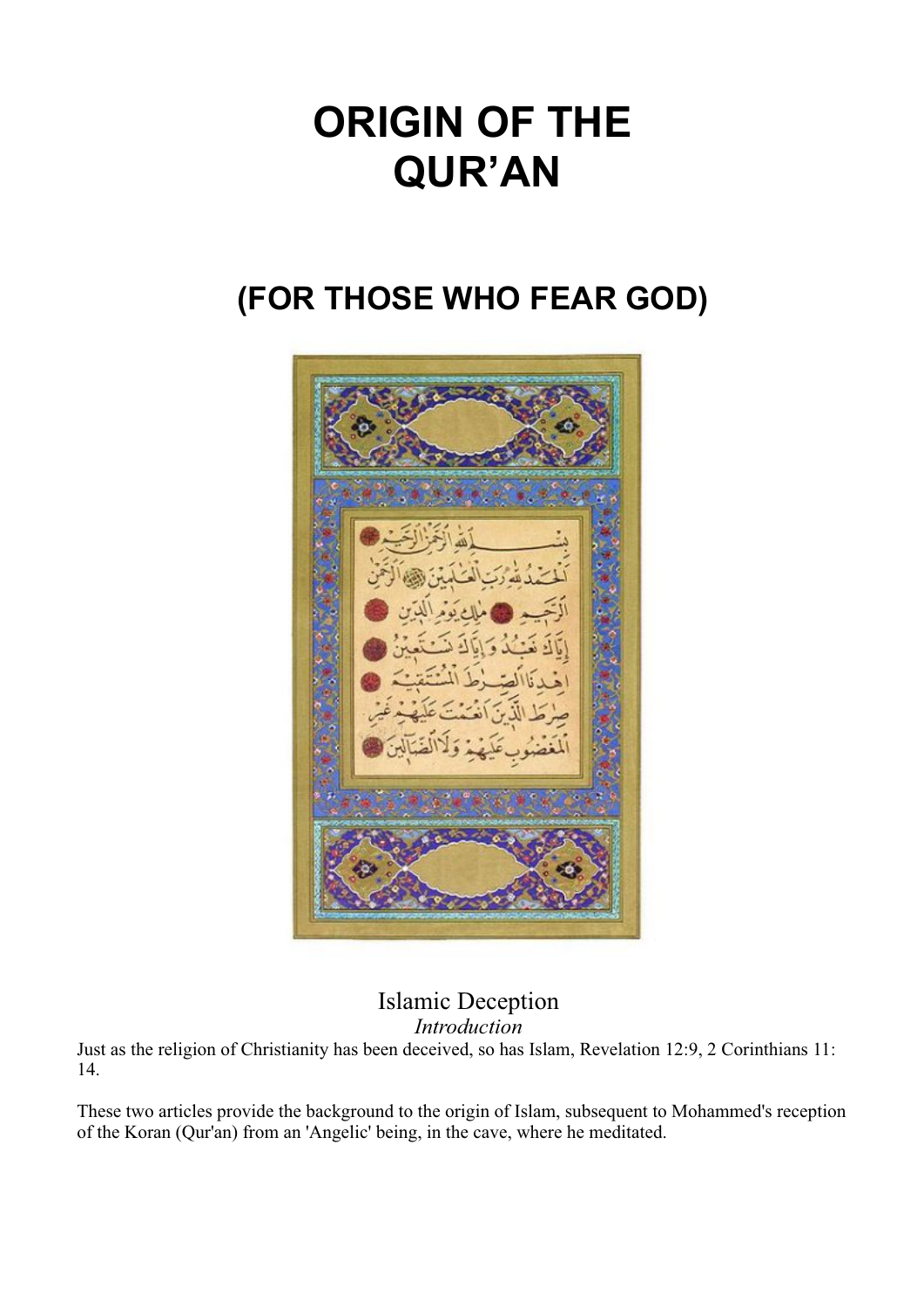# ORIGIN OF THE QUR'AN

## (FOR THOSE WHO FEAR GOD)

Islamic Deception

*Introduction*

Just as the religion of Christianity has been deceived, so has Islam, Revelation 12:9, 2 Corinthians 11: 14.

These two articles provide the background to the origin of Islam, subsequent to Mohammed's reception of the Koran (Qur'an) from an 'Angelic' being, in the cave, where he meditated.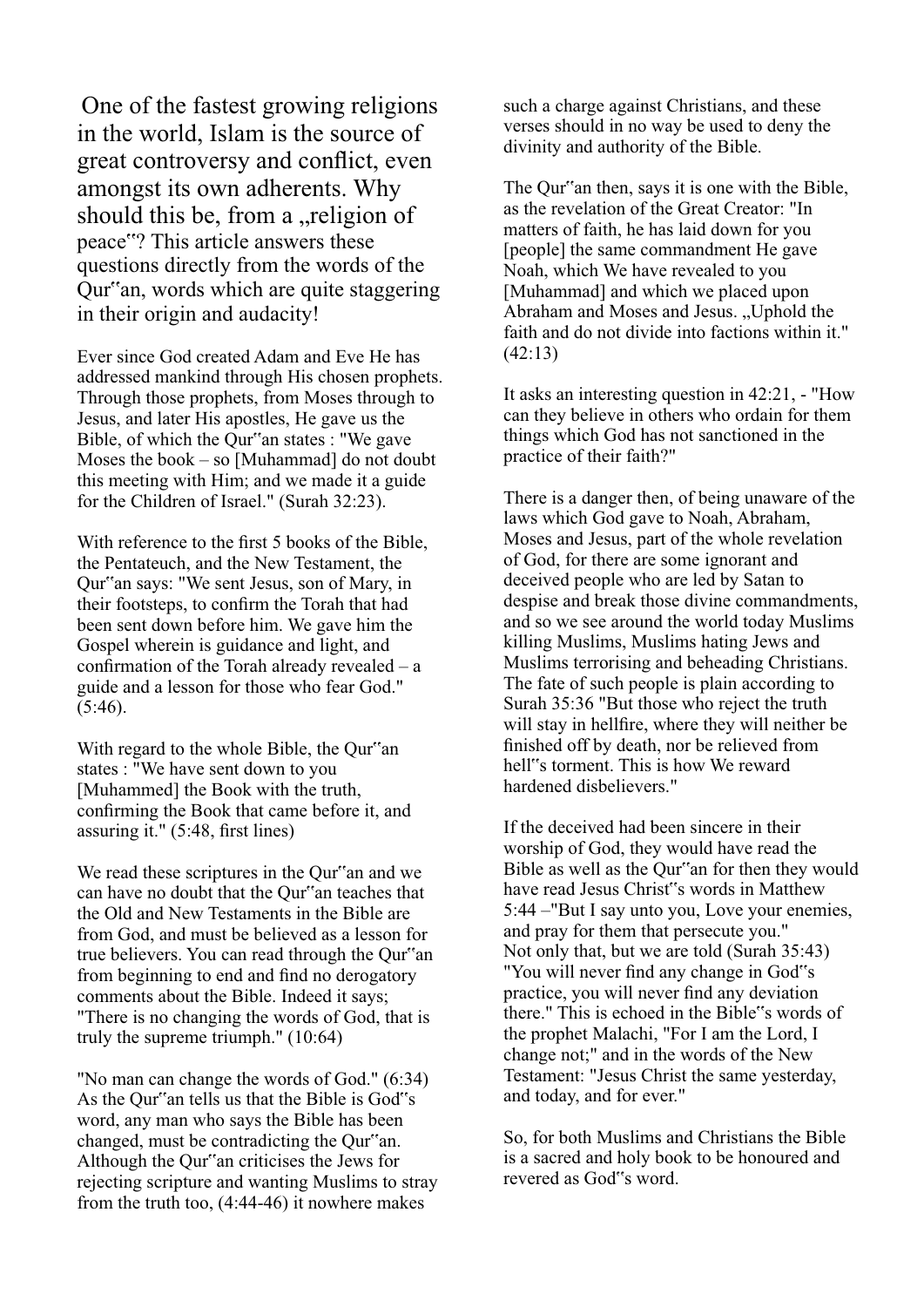One of the fastest growing religions in the world, Islam is the source of great controversy and conflict, even amongst its own adherents. Why should this be, from a „religion of peace‟? This article answers these questions directly from the words of the Qur‟an, words which are quite staggering in their origin and audacity!

Ever since God created Adam and Eve He has addressed mankind through His chosen prophets. Through those prophets, from Moses through to Jesus, and later His apostles, He gave us the Bible, of which the Qur‟an states : "We gave Moses the book – so [Muhammad] do not doubt this meeting with Him; and we made it a guide for the Children of Israel." (Surah 32:23).

With reference to the first 5 books of the Bible, the Pentateuch, and the New Testament, the Qur‟an says: "We sent Jesus, son of Mary, in their footsteps, to confirm the Torah that had been sent down before him. We gave him the Gospel wherein is guidance and light, and confirmation of the Torah already revealed – a guide and a lesson for those who fear God." (5:46).

With regard to the whole Bible, the Qur‟an states : "We have sent down to you [Muhammed] the Book with the truth, confirming the Book that came before it, and assuring it." (5:48, first lines)

We read these scriptures in the Qur‟an and we can have no doubt that the Qur‟an teaches that the Old and New Testaments in the Bible are from God, and must be believed as a lesson for true believers. You can read through the Qur‟an from beginning to end and find no derogatory comments about the Bible. Indeed it says; "There is no changing the words of God, that is truly the supreme triumph." (10:64)

"No man can change the words of God." (6:34) As the Qur‟an tells us that the Bible is God‟s word, any man who says the Bible has been changed, must be contradicting the Qur‟an. Although the Qur‟an criticises the Jews for rejecting scripture and wanting Muslims to stray from the truth too, (4:44-46) it nowhere makes such a charge against Christians, and these verses should in no way be used to deny the divinity and authority of the Bible.

The Qur‟an then, says it is one with the Bible, as the revelation of the Great Creator: "In matters of faith, he has laid down for you [people] the same commandment He gave Noah, which We have revealed to you [Muhammad] and which we placed upon Abraham and Moses and Jesus. „Uphold the faith and do not divide into factions within it." (42:13)

It asks an interesting question in 42:21, - "How can they believe in others who ordain for them things which God has not sanctioned in the practice of their faith?"

There is a danger then, of being unaware of the laws which God gave to Noah, Abraham, Moses and Jesus, part of the whole revelation of God, for there are some ignorant and deceived people who are led by Satan to despise and break those divine commandments, and so we see around the world today Muslims killing Muslims, Muslims hating Jews and Muslims terrorising and beheading Christians. The fate of such people is plain according to Surah 35:36 "But those who reject the truth will stay in hellfire, where they will neither be finished off by death, nor be relieved from hell‟s torment. This is how We reward hardened disbelievers."

If the deceived had been sincere in their worship of God, they would have read the Bible as well as the Qur‟an for then they would have read Jesus Christ‟s words in Matthew 5:44 –"But I say unto you, Love your enemies, and pray for them that persecute you."
Not only that, but we are told (Surah 35:43) "You will never find any change in God‟s practice, you will never find any deviation there." This is echoed in the Bible‟s words of the prophet Malachi, "For I am the Lord, I change not;" and in the words of the New Testament: "Jesus Christ the same yesterday, and today, and for ever."

So, for both Muslims and Christians the Bible is a sacred and holy book to be honoured and revered as God‟s word.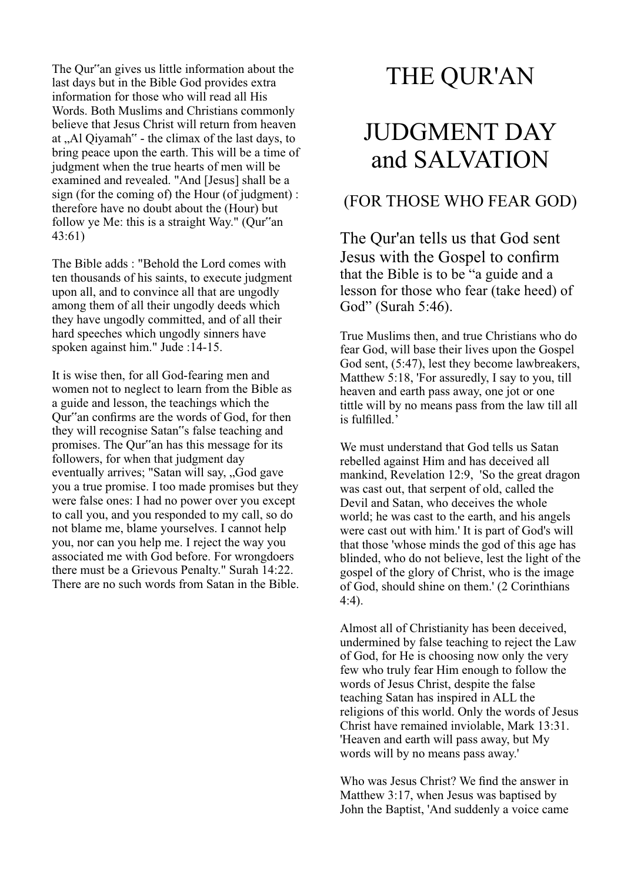The Qur‟an gives us little information about the last days but in the Bible God provides extra information for those who will read all His Words. Both Muslims and Christians commonly believe that Jesus Christ will return from heaven at „Al Qiyamah‟ - the climax of the last days, to bring peace upon the earth. This will be a time of judgment when the true hearts of men will be examined and revealed. "And [Jesus] shall be a sign (for the coming of) the Hour (of judgment) : therefore have no doubt about the (Hour) but follow ye Me: this is a straight Way." (Qur‟an 43:61)

The Bible adds : "Behold the Lord comes with ten thousands of his saints, to execute judgment upon all, and to convince all that are ungodly among them of all their ungodly deeds which they have ungodly committed, and of all their hard speeches which ungodly sinners have spoken against him." Jude :14-15.

It is wise then, for all God-fearing men and women not to neglect to learn from the Bible as a guide and lesson, the teachings which the Qur‟an confirms are the words of God, for then they will recognise Satan‟s false teaching and promises. The Qur‟an has this message for its followers, for when that judgment day eventually arrives; "Satan will say, „God gave you a true promise. I too made promises but they were false ones: I had no power over you except to call you, and you responded to my call, so do not blame me, blame yourselves. I cannot help you, nor can you help me. I reject the way you associated me with God before. For wrongdoers there must be a Grievous Penalty." Surah 14:22. There are no such words from Satan in the Bible.

# THE QUR'AN

# JUDGMENT DAY and SALVATION

## (FOR THOSE WHO FEAR GOD)

The Qur'an tells us that God sent Jesus with the Gospel to confirm that the Bible is to be “a guide and a lesson for those who fear (take heed) of God” (Surah 5:46).

True Muslims then, and true Christians who do fear God, will base their lives upon the Gospel God sent, (5:47), lest they become lawbreakers, Matthew 5:18, 'For assuredly, I say to you, till heaven and earth pass away, one jot or one tittle will by no means pass from the law till all is fulfilled.’

We must understand that God tells us Satan rebelled against Him and has deceived all mankind, Revelation 12:9, 'So the great dragon was cast out, that serpent of old, called the Devil and Satan, who deceives the whole world; he was cast to the earth, and his angels were cast out with him.' It is part of God's will that those 'whose minds the god of this age has blinded, who do not believe, lest the light of the gospel of the glory of Christ, who is the image of God, should shine on them.' (2 Corinthians 4:4).

Almost all of Christianity has been deceived, undermined by false teaching to reject the Law of God, for He is choosing now only the very few who truly fear Him enough to follow the words of Jesus Christ, despite the false teaching Satan has inspired in ALL the religions of this world. Only the words of Jesus Christ have remained inviolable, Mark 13:31. 'Heaven and earth will pass away, but My words will by no means pass away.'

Who was Jesus Christ? We find the answer in Matthew 3:17, when Jesus was baptised by John the Baptist, 'And suddenly a voice came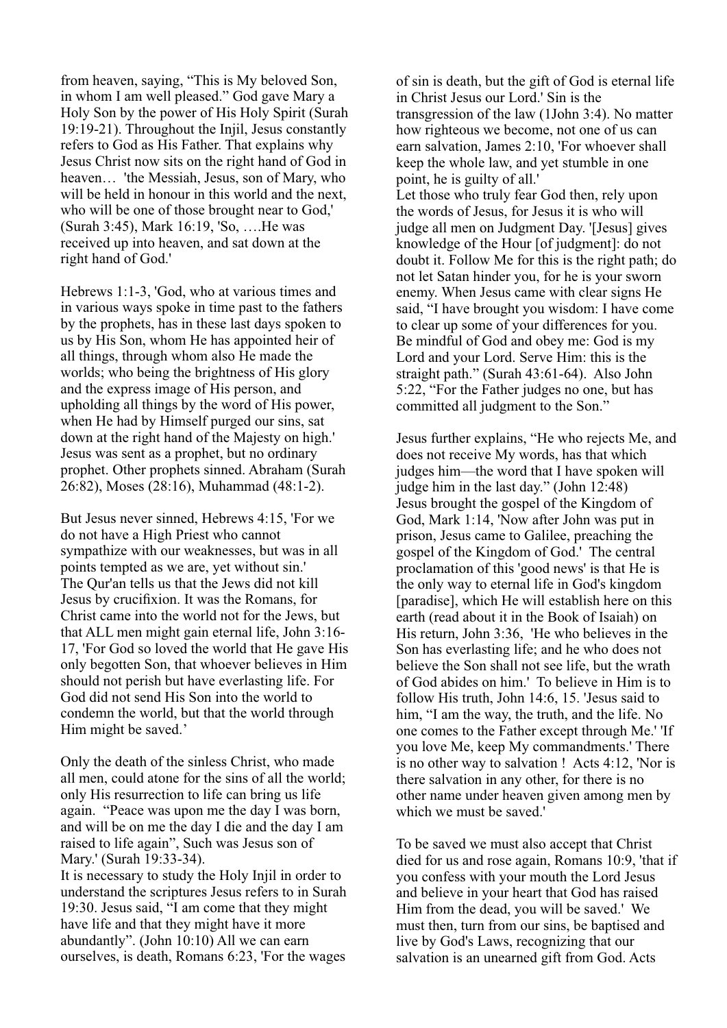from heaven, saying, "This is My beloved Son, in whom I am well pleased." God gave Mary a Holy Son by the power of His Holy Spirit (Surah 19:19-21). Throughout the Injil, Jesus constantly refers to God as His Father. That explains why Jesus Christ now sits on the right hand of God in heaven… 'the Messiah, Jesus, son of Mary, who will be held in honour in this world and the next, who will be one of those brought near to God,' (Surah 3:45), Mark 16:19, 'So, ….He was received up into heaven, and sat down at the right hand of God.'

Hebrews 1:1-3, 'God, who at various times and in various ways spoke in time past to the fathers by the prophets, has in these last days spoken to us by His Son, whom He has appointed heir of all things, through whom also He made the worlds; who being the brightness of His glory and the express image of His person, and upholding all things by the word of His power, when He had by Himself purged our sins, sat down at the right hand of the Majesty on high.' Jesus was sent as a prophet, but no ordinary prophet. Other prophets sinned. Abraham (Surah 26:82), Moses (28:16), Muhammad (48:1-2).

But Jesus never sinned, Hebrews 4:15, 'For we do not have a High Priest who cannot sympathize with our weaknesses, but was in all points tempted as we are, yet without sin.'
The Qur'an tells us that the Jews did not kill Jesus by crucifixion. It was the Romans, for Christ came into the world not for the Jews, but that ALL men might gain eternal life, John 3:16-17, 'For God so loved the world that He gave His only begotten Son, that whoever believes in Him should not perish but have everlasting life. For God did not send His Son into the world to condemn the world, but that the world through Him might be saved.'

Only the death of the sinless Christ, who made all men, could atone for the sins of all the world; only His resurrection to life can bring us life again. "Peace was upon me the day I was born, and will be on me the day I die and the day I am raised to life again", Such was Jesus son of Mary.' (Surah 19:33-34).
It is necessary to study the Holy Injil in order to understand the scriptures Jesus refers to in Surah 19:30. Jesus said, "I am come that they might have life and that they might have it more abundantly". (John 10:10) All we can earn ourselves, is death, Romans 6:23, 'For the wages of sin is death, but the gift of God is eternal life in Christ Jesus our Lord.' Sin is the transgression of the law (1John 3:4). No matter how righteous we become, not one of us can earn salvation, James 2:10, 'For whoever shall keep the whole law, and yet stumble in one point, he is guilty of all.'
Let those who truly fear God then, rely upon the words of Jesus, for Jesus it is who will judge all men on Judgment Day. '[Jesus] gives knowledge of the Hour [of judgment]: do not doubt it. Follow Me for this is the right path; do not let Satan hinder you, for he is your sworn enemy. When Jesus came with clear signs He said, "I have brought you wisdom: I have come to clear up some of your differences for you. Be mindful of God and obey me: God is my Lord and your Lord. Serve Him: this is the straight path." (Surah 43:61-64). Also John 5:22, "For the Father judges no one, but has committed all judgment to the Son."

Jesus further explains, "He who rejects Me, and does not receive My words, has that which judges him—the word that I have spoken will judge him in the last day." (John 12:48)
Jesus brought the gospel of the Kingdom of God, Mark 1:14, 'Now after John was put in prison, Jesus came to Galilee, preaching the gospel of the Kingdom of God.' The central proclamation of this 'good news' is that He is the only way to eternal life in God's kingdom [paradise], which He will establish here on this earth (read about it in the Book of Isaiah) on His return, John 3:36, 'He who believes in the Son has everlasting life; and he who does not believe the Son shall not see life, but the wrath of God abides on him.' To believe in Him is to follow His truth, John 14:6, 15. 'Jesus said to him, "I am the way, the truth, and the life. No one comes to the Father except through Me.' 'If you love Me, keep My commandments.' There is no other way to salvation ! Acts 4:12, 'Nor is there salvation in any other, for there is no other name under heaven given among men by which we must be saved.'

To be saved we must also accept that Christ died for us and rose again, Romans 10:9, 'that if you confess with your mouth the Lord Jesus and believe in your heart that God has raised Him from the dead, you will be saved.' We must then, turn from our sins, be baptised and live by God's Laws, recognizing that our salvation is an unearned gift from God. Acts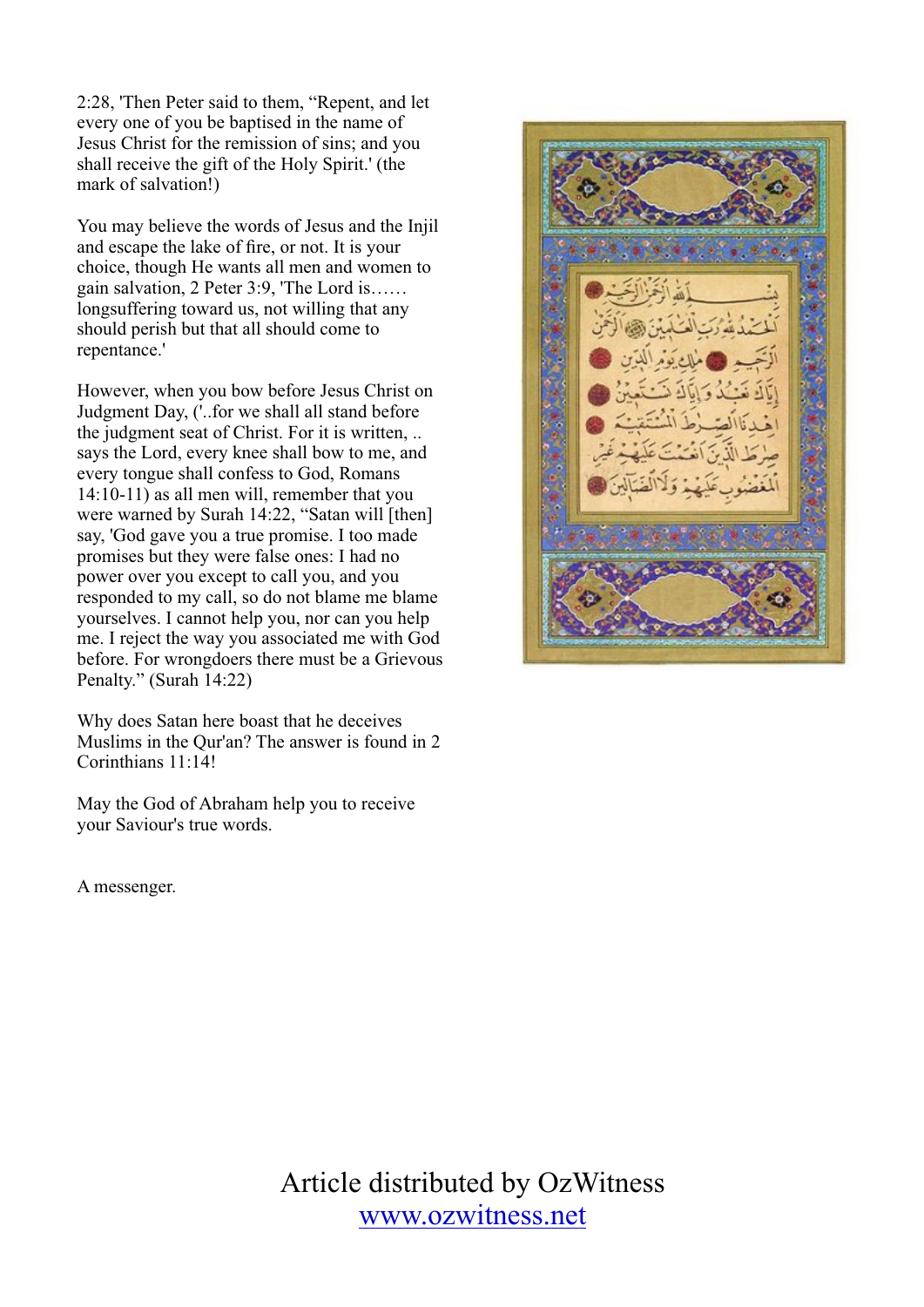2:28, 'Then Peter said to them, "Repent, and let every one of you be baptised in the name of Jesus Christ for the remission of sins; and you shall receive the gift of the Holy Spirit.' (the mark of salvation!)

You may believe the words of Jesus and the Injil and escape the lake of fire, or not. It is your choice, though He wants all men and women to gain salvation, 2 Peter 3:9, 'The Lord is…… longsuffering toward us, not willing that any should perish but that all should come to repentance.'

However, when you bow before Jesus Christ on Judgment Day, ('..for we shall all stand before the judgment seat of Christ. For it is written, .. says the Lord, every knee shall bow to me, and every tongue shall confess to God, Romans 14:10-11) as all men will, remember that you were warned by Surah 14:22, "Satan will [then] say, 'God gave you a true promise. I too made promises but they were false ones: I had no power over you except to call you, and you responded to my call, so do not blame me blame yourselves. I cannot help you, nor can you help me. I reject the way you associated me with God before. For wrongdoers there must be a Grievous Penalty." (Surah 14:22)

Why does Satan here boast that he deceives Muslims in the Qur'an? The answer is found in 2 Corinthians 11:14!

May the God of Abraham help you to receive your Saviour's true words.

A messenger.

بِسْمِ اللَّهِ الرَّحْمَٰنِ الرَّحِيمِ
الْحَمْدُ لِلَّهِ رَبِّ الْعَالَمِينَ الرَّحْمَٰنِ
الرَّحِيمِ مَالِكِ يَوْمِ الدِّينِ
إِيَّاكَ نَعْبُدُ وَإِيَّاكَ نَسْتَعِينُ
اهْدِنَا الصِّرَاطَ الْمُسْتَقِيمَ
صِرَاطَ الَّذِينَ أَنْعَمْتَ عَلَيْهِمْ غَيْرِ
الْمَغْضُوبِ عَلَيْهِمْ وَلَا الضَّالِّينَ

Article distributed by OzWitness
www.ozwitness.net